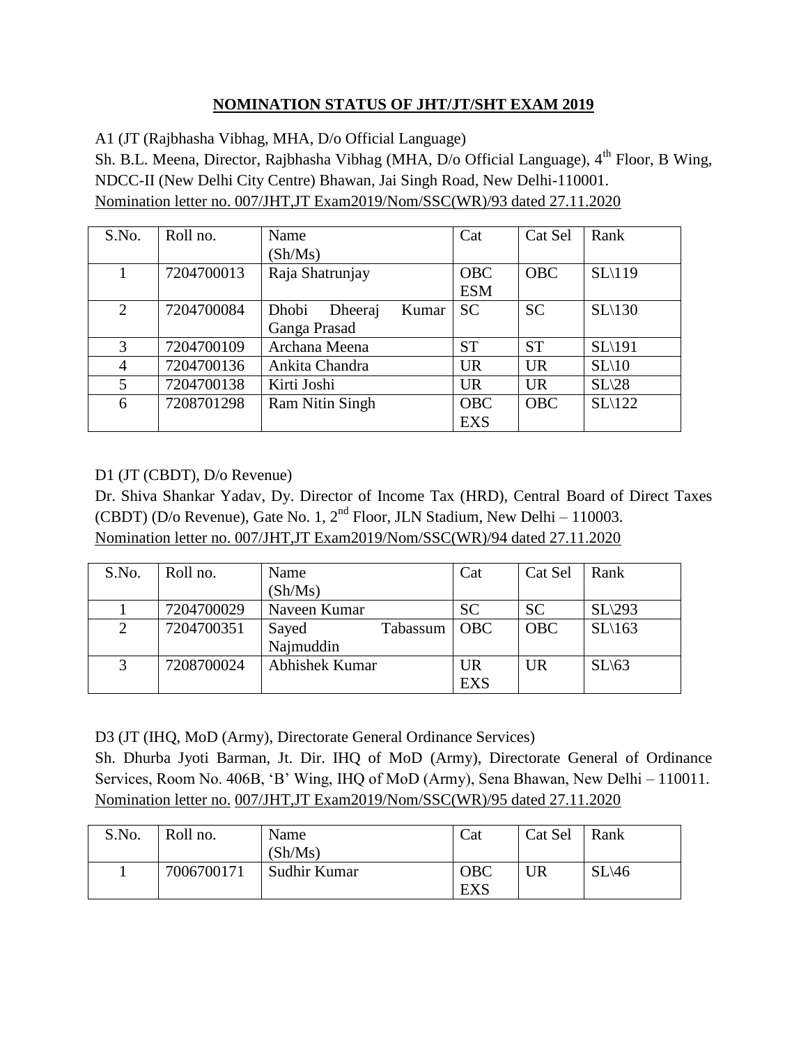# NOMINATION STATUS OF JHT/JT/SHT EXAM 2019

A1 (JT (Rajbhasha Vibhag, MHA, D/o Official Language)

Sh. B.L. Meena, Director, Rajbhasha Vibhag (MHA, D/o Official Language), 4th Floor, B Wing, NDCC-II (New Delhi City Centre) Bhawan, Jai Singh Road, New Delhi-110001.

Nomination letter no. 007/JHT,JT Exam2019/Nom/SSC(WR)/93 dated 27.11.2020

| S.No. | Roll no. | Name (Sh/Ms) | Cat | Cat Sel | Rank |
|---|---|---|---|---|---|
| 1 | 7204700013 | Raja Shatrunjay | OBC ESM | OBC | SL\119 |
| 2 | 7204700084 | Dhobi Dheeraj Kumar Ganga Prasad | SC | SC | SL\130 |
| 3 | 7204700109 | Archana Meena | ST | ST | SL\191 |
| 4 | 7204700136 | Ankita Chandra | UR | UR | SL\10 |
| 5 | 7204700138 | Kirti Joshi | UR | UR | SL\28 |
| 6 | 7208701298 | Ram Nitin Singh | OBC EXS | OBC | SL\122 |

D1 (JT (CBDT), D/o Revenue)

Dr. Shiva Shankar Yadav, Dy. Director of Income Tax (HRD), Central Board of Direct Taxes (CBDT) (D/o Revenue), Gate No. 1, 2nd Floor, JLN Stadium, New Delhi – 110003.

Nomination letter no. 007/JHT,JT Exam2019/Nom/SSC(WR)/94 dated 27.11.2020

| S.No. | Roll no. | Name (Sh/Ms) | Cat | Cat Sel | Rank |
|---|---|---|---|---|---|
| 1 | 7204700029 | Naveen Kumar | SC | SC | SL\293 |
| 2 | 7204700351 | Sayed Tabassum Najmuddin | OBC | OBC | SL\163 |
| 3 | 7208700024 | Abhishek Kumar | UR EXS | UR | SL\63 |

D3 (JT (IHQ, MoD (Army), Directorate General Ordinance Services)

Sh. Dhurba Jyoti Barman, Jt. Dir. IHQ of MoD (Army), Directorate General of Ordinance Services, Room No. 406B, 'B' Wing, IHQ of MoD (Army), Sena Bhawan, New Delhi – 110011.

Nomination letter no. 007/JHT,JT Exam2019/Nom/SSC(WR)/95 dated 27.11.2020

| S.No. | Roll no. | Name (Sh/Ms) | Cat | Cat Sel | Rank |
|---|---|---|---|---|---|
| 1 | 7006700171 | Sudhir Kumar | OBC EXS | UR | SL\46 |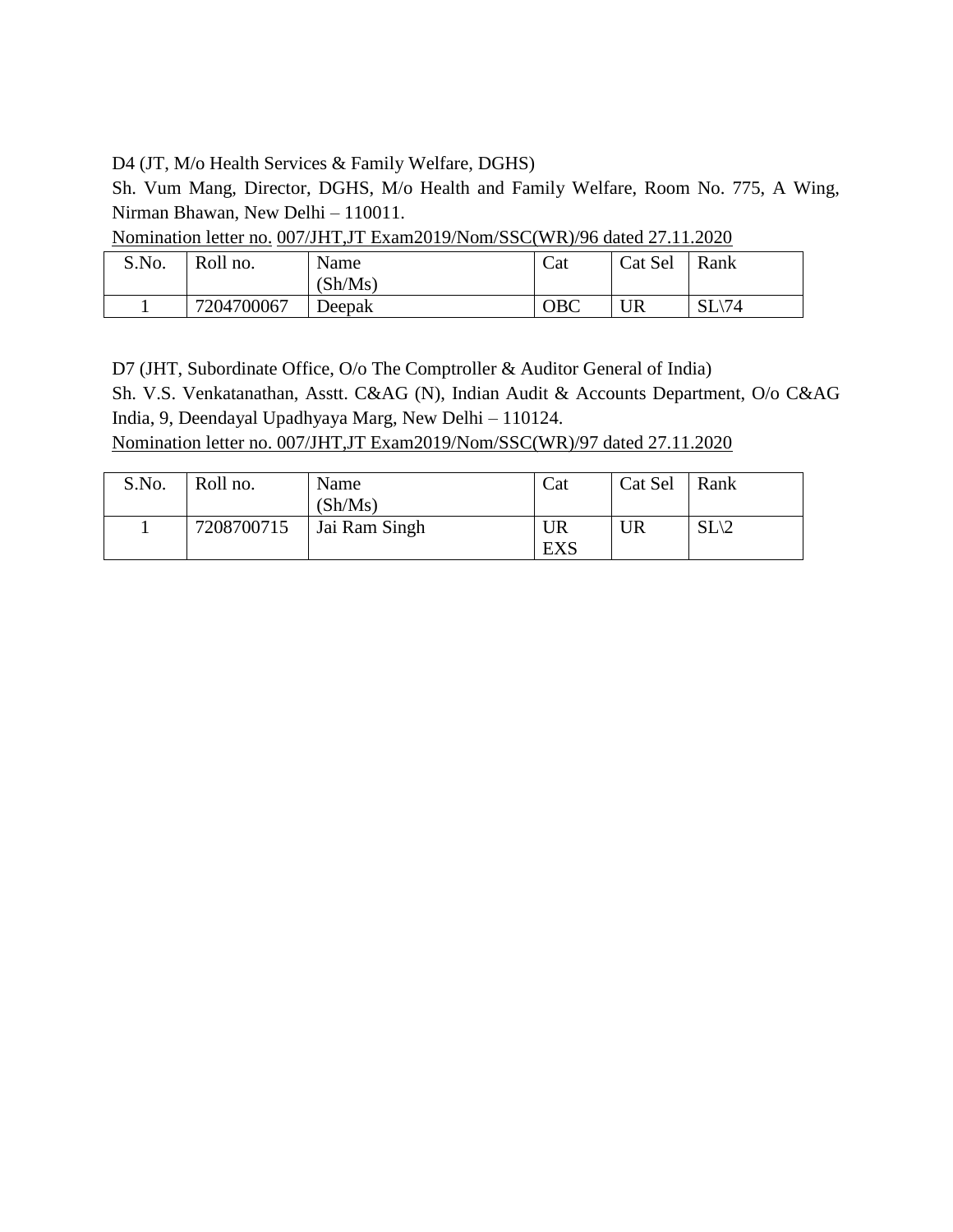D4 (JT, M/o Health Services & Family Welfare, DGHS)

Sh. Vum Mang, Director, DGHS, M/o Health and Family Welfare, Room No. 775, A Wing, Nirman Bhawan, New Delhi – 110011.

Nomination letter no. 007/JHT,JT Exam2019/Nom/SSC(WR)/96 dated 27.11.2020

| S.No. | Roll no. | Name (Sh/Ms) | Cat | Cat Sel | Rank |
|---|---|---|---|---|---|
| 1 | 7204700067 | Deepak | OBC | UR | SL\74 |

D7 (JHT, Subordinate Office, O/o The Comptroller & Auditor General of India)

Sh. V.S. Venkatanathan, Asstt. C&AG (N), Indian Audit & Accounts Department, O/o C&AG India, 9, Deendayal Upadhyaya Marg, New Delhi – 110124.

Nomination letter no. 007/JHT,JT Exam2019/Nom/SSC(WR)/97 dated 27.11.2020

| S.No. | Roll no. | Name (Sh/Ms) | Cat | Cat Sel | Rank |
|---|---|---|---|---|---|
| 1 | 7208700715 | Jai Ram Singh | UR EXS | UR | SL\2 |